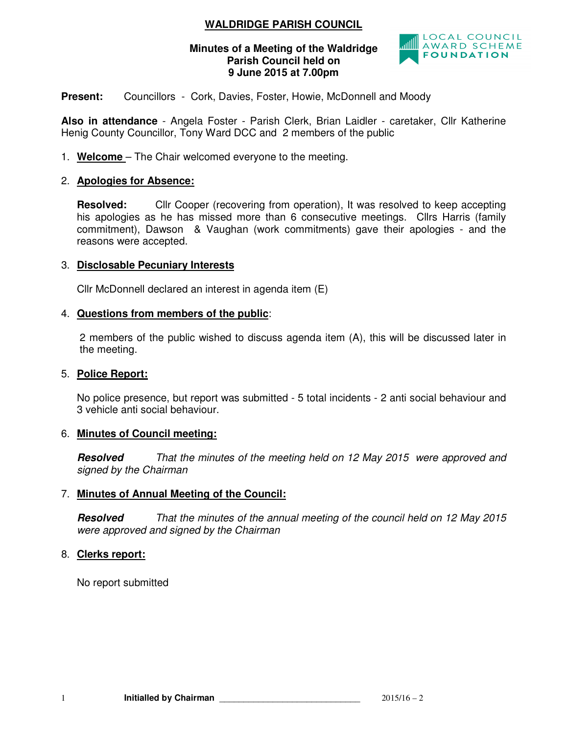# WALDRIDGE PARISH COUNCIL

**Minutes of a Meeting of the Waldridge Parish Council held on 9 June 2015 at 7.00pm**

LOCAL COUNCIL AWARD SCHEME FOUNDATION

**Present:** Councillors - Cork, Davies, Foster, Howie, McDonnell and Moody

**Also in attendance** - Angela Foster - Parish Clerk, Brian Laidler - caretaker, Cllr Katherine Henig County Councillor, Tony Ward DCC and 2 members of the public

1. **Welcome** – The Chair welcomed everyone to the meeting.

2. **Apologies for Absence:**

   **Resolved:** Cllr Cooper (recovering from operation), It was resolved to keep accepting his apologies as he has missed more than 6 consecutive meetings. Cllrs Harris (family commitment), Dawson & Vaughan (work commitments) gave their apologies - and the reasons were accepted.

3. **Disclosable Pecuniary Interests**

   Cllr McDonnell declared an interest in agenda item (E)

4. **Questions from members of the public**:

   2 members of the public wished to discuss agenda item (A), this will be discussed later in the meeting.

5. **Police Report:**

   No police presence, but report was submitted - 5 total incidents - 2 anti social behaviour and 3 vehicle anti social behaviour.

6. **Minutes of Council meeting:**

   ***Resolved*** *That the minutes of the meeting held on 12 May 2015 were approved and signed by the Chairman*

7. **Minutes of Annual Meeting of the Council:**

   ***Resolved*** *That the minutes of the annual meeting of the council held on 12 May 2015 were approved and signed by the Chairman*

8. **Clerks report:**

   No report submitted

**Initialled by Chairman** ______________________________ 2015/16 – 2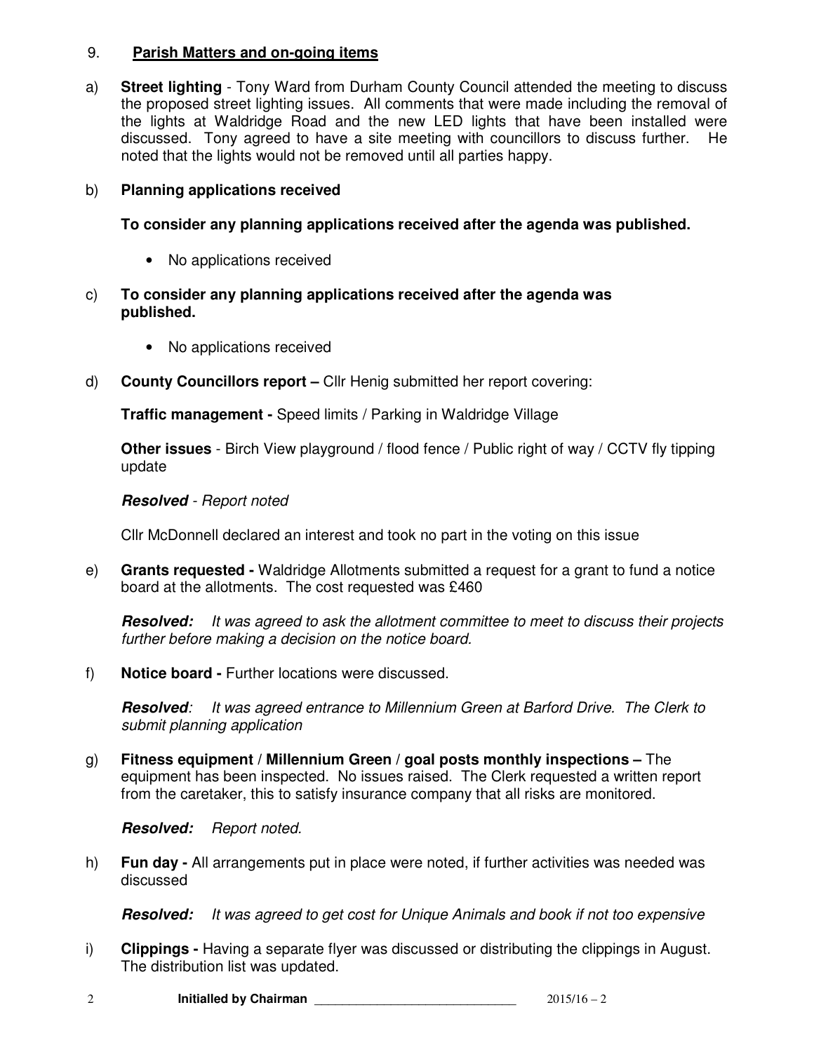## 9. **Parish Matters and on-going items**

a) **Street lighting** - Tony Ward from Durham County Council attended the meeting to discuss the proposed street lighting issues. All comments that were made including the removal of the lights at Waldridge Road and the new LED lights that have been installed were discussed. Tony agreed to have a site meeting with councillors to discuss further. He noted that the lights would not be removed until all parties happy.

b) **Planning applications received**

**To consider any planning applications received after the agenda was published.**

- No applications received

c) **To consider any planning applications received after the agenda was published.**

- No applications received

d) **County Councillors report –** Cllr Henig submitted her report covering:

**Traffic management -** Speed limits / Parking in Waldridge Village

**Other issues** - Birch View playground / flood fence / Public right of way / CCTV fly tipping update

***Resolved*** *- Report noted*

Cllr McDonnell declared an interest and took no part in the voting on this issue

e) **Grants requested -** Waldridge Allotments submitted a request for a grant to fund a notice board at the allotments. The cost requested was £460

***Resolved:*** *It was agreed to ask the allotment committee to meet to discuss their projects further before making a decision on the notice board.*

f) **Notice board -** Further locations were discussed.

***Resolved****: It was agreed entrance to Millennium Green at Barford Drive. The Clerk to submit planning application*

g) **Fitness equipment / Millennium Green / goal posts monthly inspections –** The equipment has been inspected. No issues raised. The Clerk requested a written report from the caretaker, this to satisfy insurance company that all risks are monitored.

***Resolved:*** *Report noted.*

h) **Fun day -** All arrangements put in place were noted, if further activities was needed was discussed

***Resolved:*** *It was agreed to get cost for Unique Animals and book if not too expensive*

i) **Clippings -** Having a separate flyer was discussed or distributing the clippings in August. The distribution list was updated.

**Initialled by Chairman** _____________________________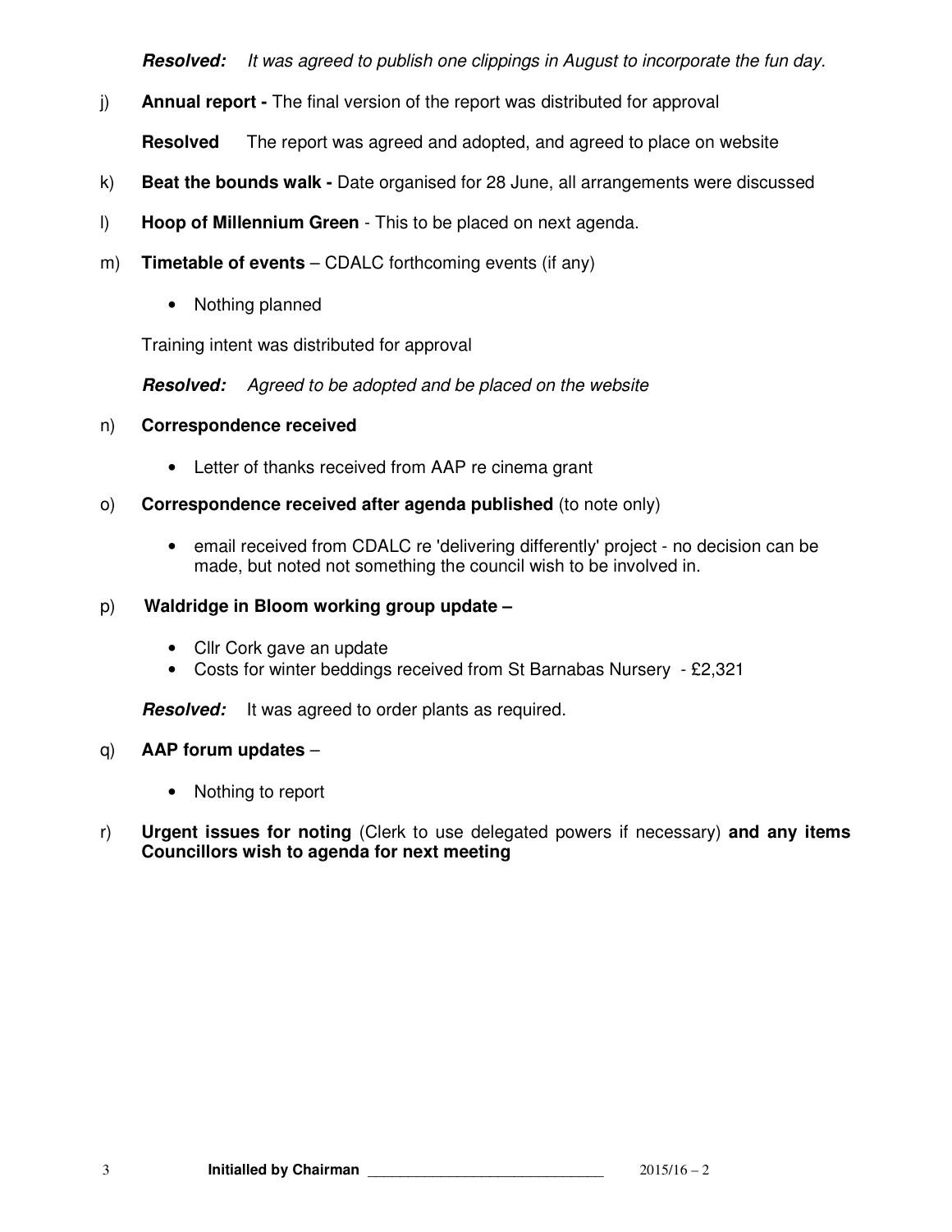***Resolved:*** *It was agreed to publish one clippings in August to incorporate the fun day.*

j) **Annual report -** The final version of the report was distributed for approval

**Resolved** The report was agreed and adopted, and agreed to place on website

k) **Beat the bounds walk -** Date organised for 28 June, all arrangements were discussed

l) **Hoop of Millennium Green** - This to be placed on next agenda.

m) **Timetable of events** – CDALC forthcoming events (if any)

- Nothing planned

Training intent was distributed for approval

***Resolved:*** *Agreed to be adopted and be placed on the website*

n) **Correspondence received**

- Letter of thanks received from AAP re cinema grant

o) **Correspondence received after agenda published** (to note only)

- email received from CDALC re 'delivering differently' project - no decision can be made, but noted not something the council wish to be involved in.

p) **Waldridge in Bloom working group update –**

- Cllr Cork gave an update
- Costs for winter beddings received from St Barnabas Nursery - £2,321

***Resolved:*** It was agreed to order plants as required.

q) **AAP forum updates** –

- Nothing to report

r) **Urgent issues for noting** (Clerk to use delegated powers if necessary) **and any items Councillors wish to agenda for next meeting**

**Initialled by Chairman** ______________________________ 2015/16 – 2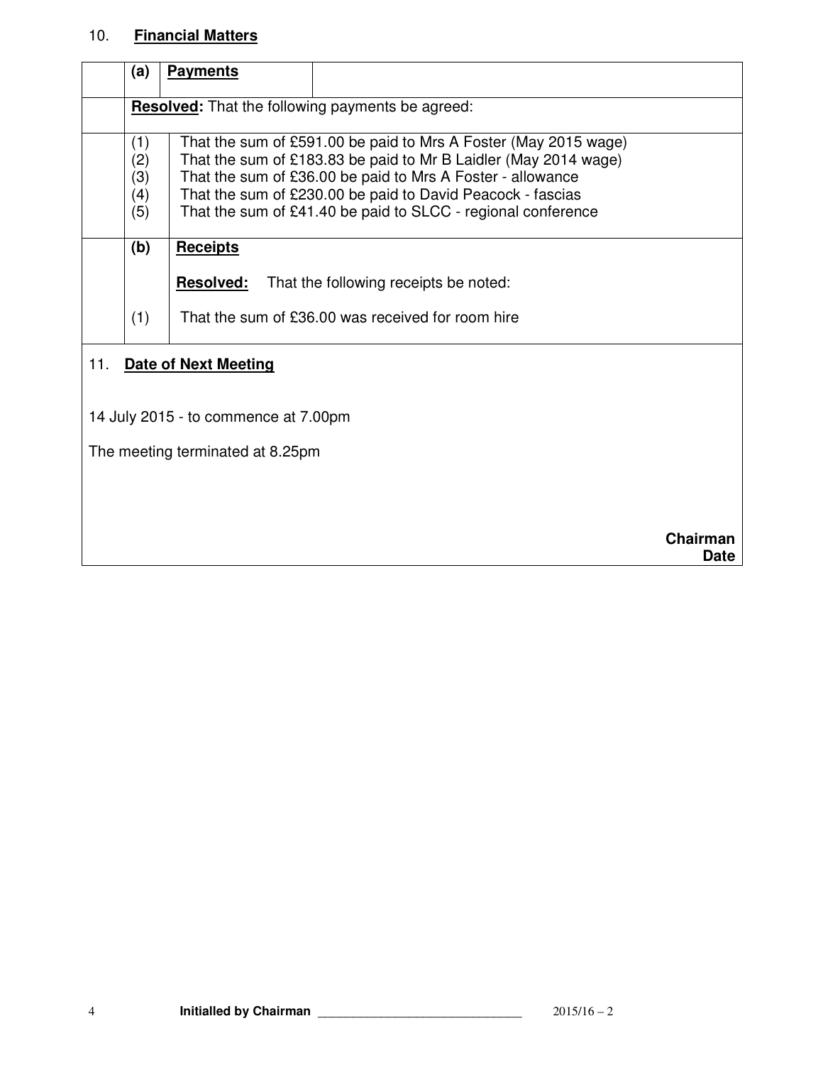## 10. **Financial Matters**

| | | | |
|---|---|---|---|
| | **(a)** | **Payments** | |
| | **Resolved:** That the following payments be agreed: | | |
| | (1)<br>(2)<br>(3)<br>(4)<br>(5) | That the sum of £591.00 be paid to Mrs A Foster (May 2015 wage)<br>That the sum of £183.83 be paid to Mr B Laidler (May 2014 wage)<br>That the sum of £36.00 be paid to Mrs A Foster - allowance<br>That the sum of £230.00 be paid to David Peacock - fascias<br>That the sum of £41.40 be paid to SLCC - regional conference | |
| | **(b)** | **Receipts**<br><br>**Resolved:** That the following receipts be noted: | |
| | (1) | That the sum of £36.00 was received for room hire | |

## 11. **Date of Next Meeting**

14 July 2015 - to commence at 7.00pm

The meeting terminated at 8.25pm

**Chairman**
**Date**

**Initialled by Chairman** ______________________________ 2015/16 – 2